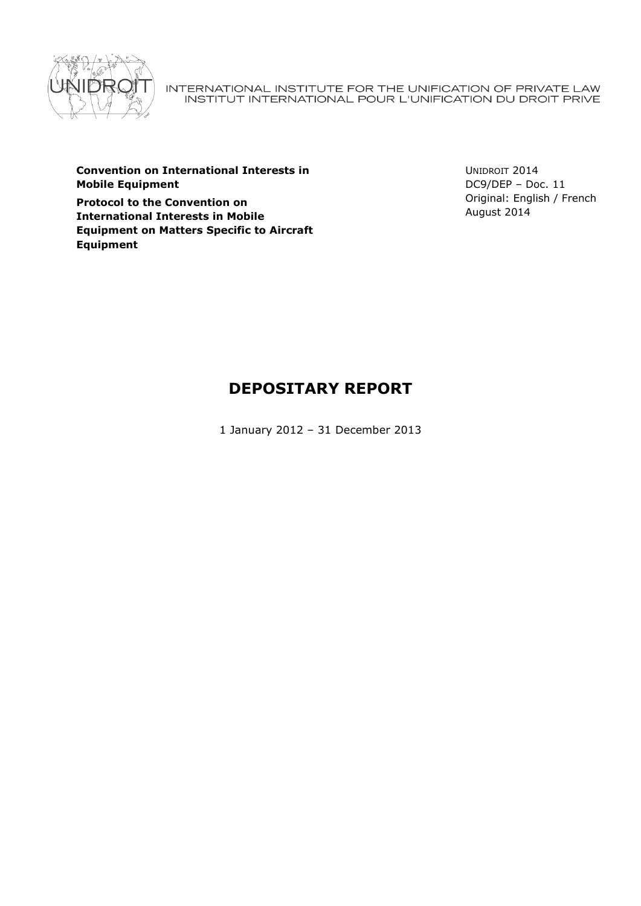INTERNATIONAL INSTITUTE FOR THE UNIFICATION OF PRIVATE LAW
INSTITUT INTERNATIONAL POUR L'UNIFICATION DU DROIT PRIVE

**Convention on International Interests in Mobile Equipment**

**Protocol to the Convention on International Interests in Mobile Equipment on Matters Specific to Aircraft Equipment**

UNIDROIT 2014
DC9/DEP – Doc. 11
Original: English / French
August 2014

# DEPOSITARY REPORT

1 January 2012 – 31 December 2013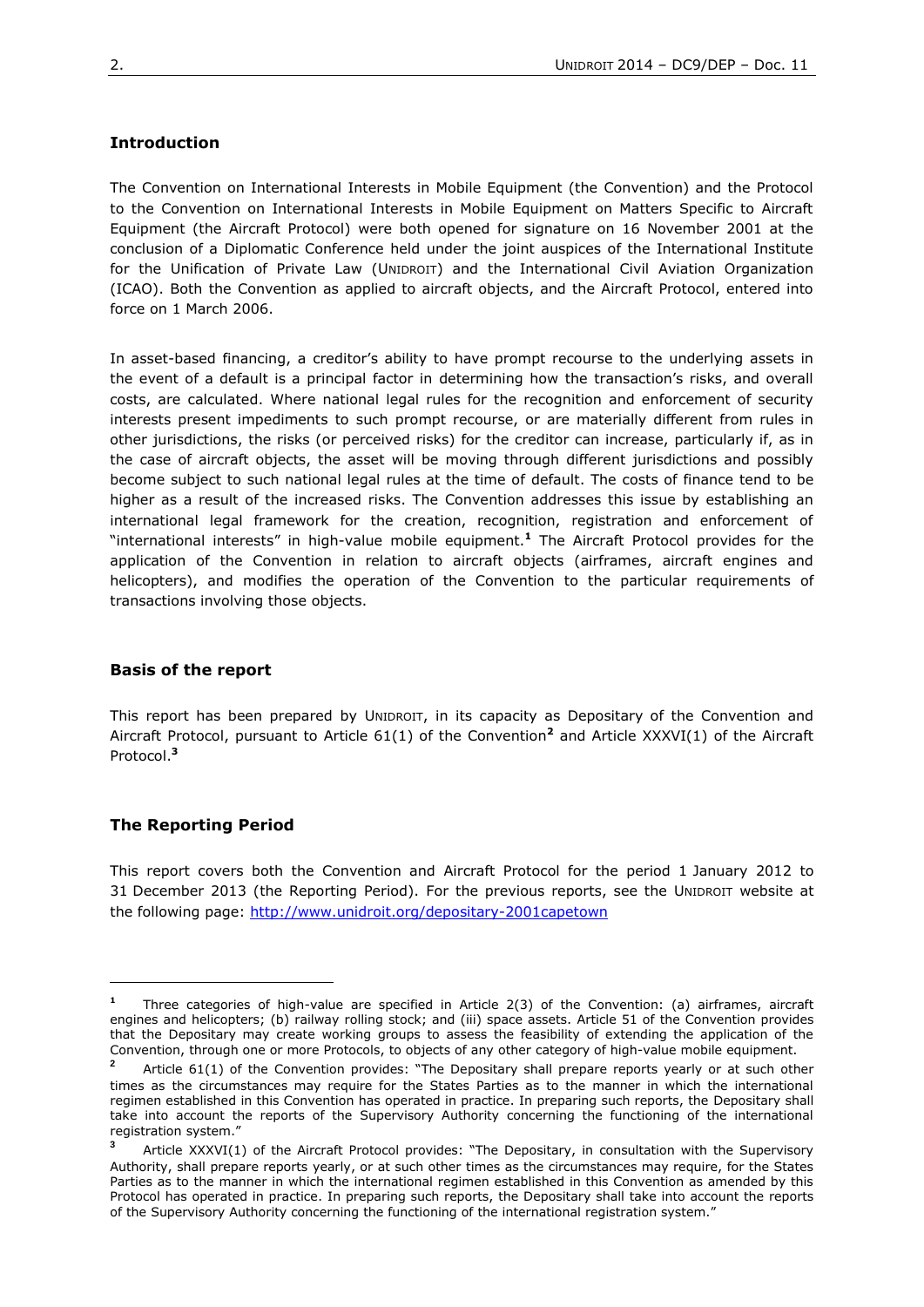## Introduction

The Convention on International Interests in Mobile Equipment (the Convention) and the Protocol to the Convention on International Interests in Mobile Equipment on Matters Specific to Aircraft Equipment (the Aircraft Protocol) were both opened for signature on 16 November 2001 at the conclusion of a Diplomatic Conference held under the joint auspices of the International Institute for the Unification of Private Law (UNIDROIT) and the International Civil Aviation Organization (ICAO). Both the Convention as applied to aircraft objects, and the Aircraft Protocol, entered into force on 1 March 2006.

In asset-based financing, a creditor's ability to have prompt recourse to the underlying assets in the event of a default is a principal factor in determining how the transaction's risks, and overall costs, are calculated. Where national legal rules for the recognition and enforcement of security interests present impediments to such prompt recourse, or are materially different from rules in other jurisdictions, the risks (or perceived risks) for the creditor can increase, particularly if, as in the case of aircraft objects, the asset will be moving through different jurisdictions and possibly become subject to such national legal rules at the time of default. The costs of finance tend to be higher as a result of the increased risks. The Convention addresses this issue by establishing an international legal framework for the creation, recognition, registration and enforcement of "international interests" in high-value mobile equipment.[1] The Aircraft Protocol provides for the application of the Convention in relation to aircraft objects (airframes, aircraft engines and helicopters), and modifies the operation of the Convention to the particular requirements of transactions involving those objects.

## Basis of the report

This report has been prepared by UNIDROIT, in its capacity as Depositary of the Convention and Aircraft Protocol, pursuant to Article 61(1) of the Convention[2] and Article XXXVI(1) of the Aircraft Protocol.[3]

## The Reporting Period

This report covers both the Convention and Aircraft Protocol for the period 1 January 2012 to 31 December 2013 (the Reporting Period). For the previous reports, see the UNIDROIT website at the following page: http://www.unidroit.org/depositary-2001capetown

---

[1] Three categories of high-value are specified in Article 2(3) of the Convention: (a) airframes, aircraft engines and helicopters; (b) railway rolling stock; and (iii) space assets. Article 51 of the Convention provides that the Depositary may create working groups to assess the feasibility of extending the application of the Convention, through one or more Protocols, to objects of any other category of high-value mobile equipment.

[2] Article 61(1) of the Convention provides: "The Depositary shall prepare reports yearly or at such other times as the circumstances may require for the States Parties as to the manner in which the international regimen established in this Convention has operated in practice. In preparing such reports, the Depositary shall take into account the reports of the Supervisory Authority concerning the functioning of the international registration system."

[3] Article XXXVI(1) of the Aircraft Protocol provides: "The Depositary, in consultation with the Supervisory Authority, shall prepare reports yearly, or at such other times as the circumstances may require, for the States Parties as to the manner in which the international regimen established in this Convention as amended by this Protocol has operated in practice. In preparing such reports, the Depositary shall take into account the reports of the Supervisory Authority concerning the functioning of the international registration system."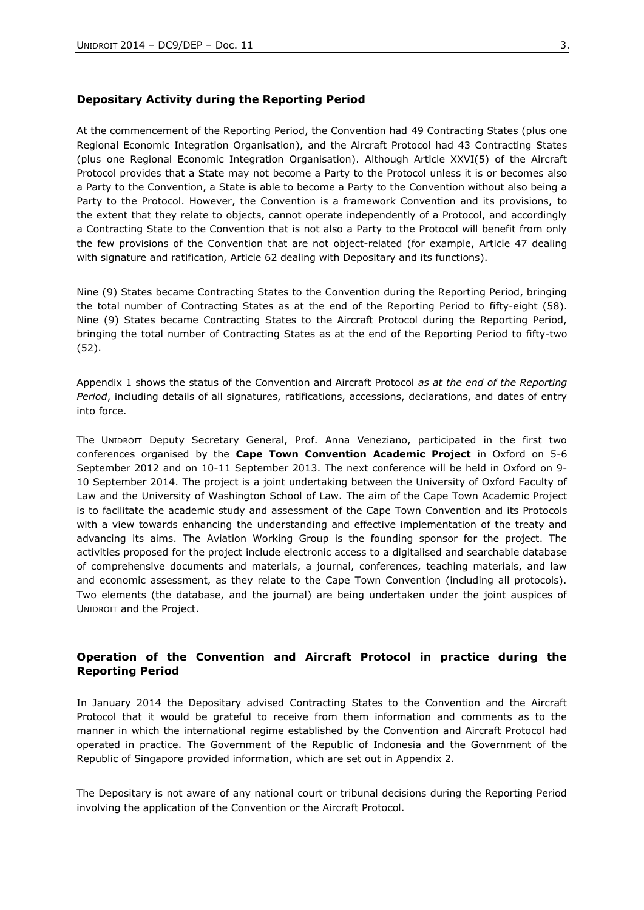## Depositary Activity during the Reporting Period

At the commencement of the Reporting Period, the Convention had 49 Contracting States (plus one Regional Economic Integration Organisation), and the Aircraft Protocol had 43 Contracting States (plus one Regional Economic Integration Organisation). Although Article XXVI(5) of the Aircraft Protocol provides that a State may not become a Party to the Protocol unless it is or becomes also a Party to the Convention, a State is able to become a Party to the Convention without also being a Party to the Protocol. However, the Convention is a framework Convention and its provisions, to the extent that they relate to objects, cannot operate independently of a Protocol, and accordingly a Contracting State to the Convention that is not also a Party to the Protocol will benefit from only the few provisions of the Convention that are not object-related (for example, Article 47 dealing with signature and ratification, Article 62 dealing with Depositary and its functions).

Nine (9) States became Contracting States to the Convention during the Reporting Period, bringing the total number of Contracting States as at the end of the Reporting Period to fifty-eight (58). Nine (9) States became Contracting States to the Aircraft Protocol during the Reporting Period, bringing the total number of Contracting States as at the end of the Reporting Period to fifty-two (52).

Appendix 1 shows the status of the Convention and Aircraft Protocol *as at the end of the Reporting Period*, including details of all signatures, ratifications, accessions, declarations, and dates of entry into force.

The UNIDROIT Deputy Secretary General, Prof. Anna Veneziano, participated in the first two conferences organised by the **Cape Town Convention Academic Project** in Oxford on 5-6 September 2012 and on 10-11 September 2013. The next conference will be held in Oxford on 9-10 September 2014. The project is a joint undertaking between the University of Oxford Faculty of Law and the University of Washington School of Law. The aim of the Cape Town Academic Project is to facilitate the academic study and assessment of the Cape Town Convention and its Protocols with a view towards enhancing the understanding and effective implementation of the treaty and advancing its aims. The Aviation Working Group is the founding sponsor for the project. The activities proposed for the project include electronic access to a digitalised and searchable database of comprehensive documents and materials, a journal, conferences, teaching materials, and law and economic assessment, as they relate to the Cape Town Convention (including all protocols). Two elements (the database, and the journal) are being undertaken under the joint auspices of UNIDROIT and the Project.

## Operation of the Convention and Aircraft Protocol in practice during the Reporting Period

In January 2014 the Depositary advised Contracting States to the Convention and the Aircraft Protocol that it would be grateful to receive from them information and comments as to the manner in which the international regime established by the Convention and Aircraft Protocol had operated in practice. The Government of the Republic of Indonesia and the Government of the Republic of Singapore provided information, which are set out in Appendix 2.

The Depositary is not aware of any national court or tribunal decisions during the Reporting Period involving the application of the Convention or the Aircraft Protocol.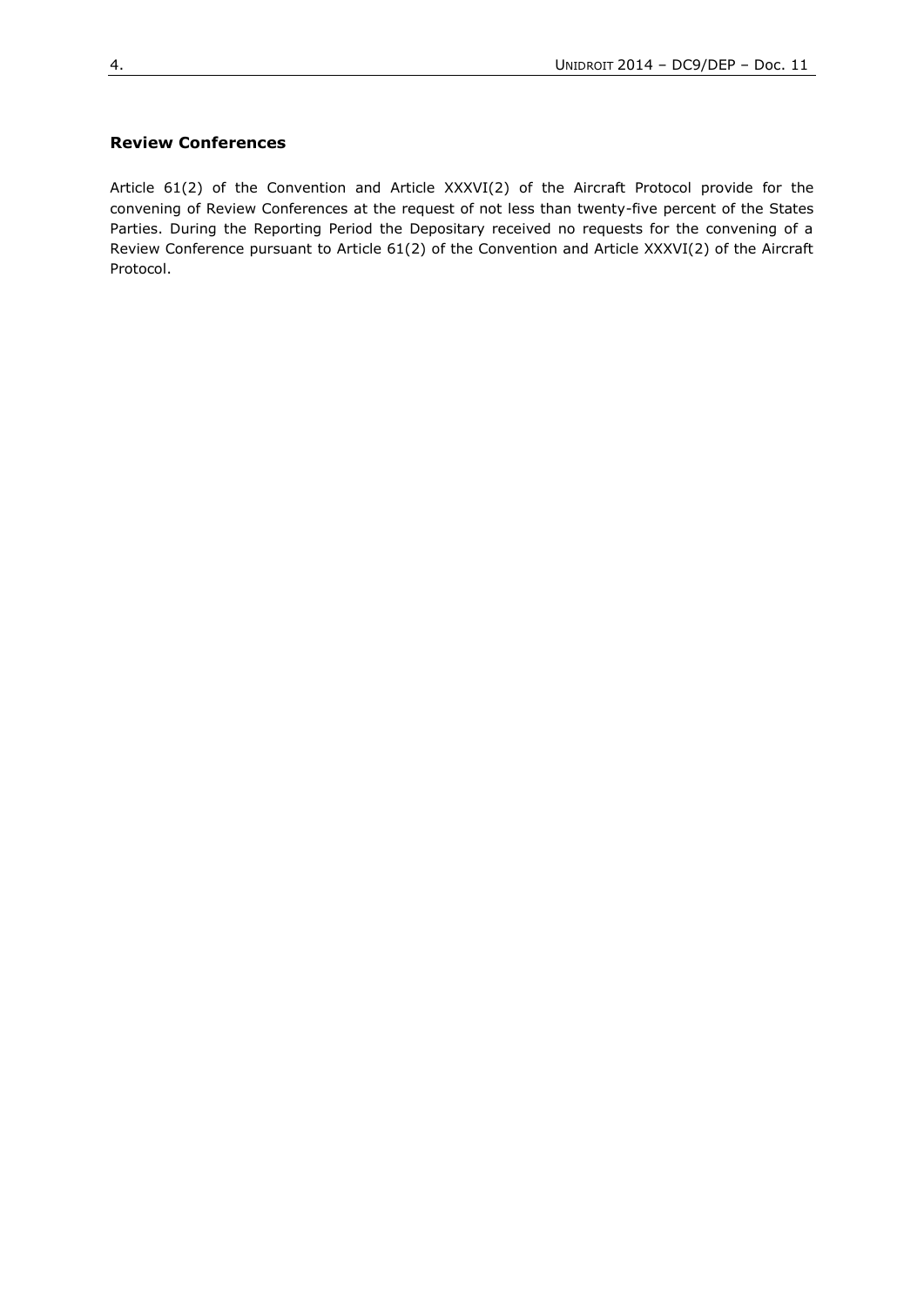## Review Conferences

Article 61(2) of the Convention and Article XXXVI(2) of the Aircraft Protocol provide for the convening of Review Conferences at the request of not less than twenty-five percent of the States Parties. During the Reporting Period the Depositary received no requests for the convening of a Review Conference pursuant to Article 61(2) of the Convention and Article XXXVI(2) of the Aircraft Protocol.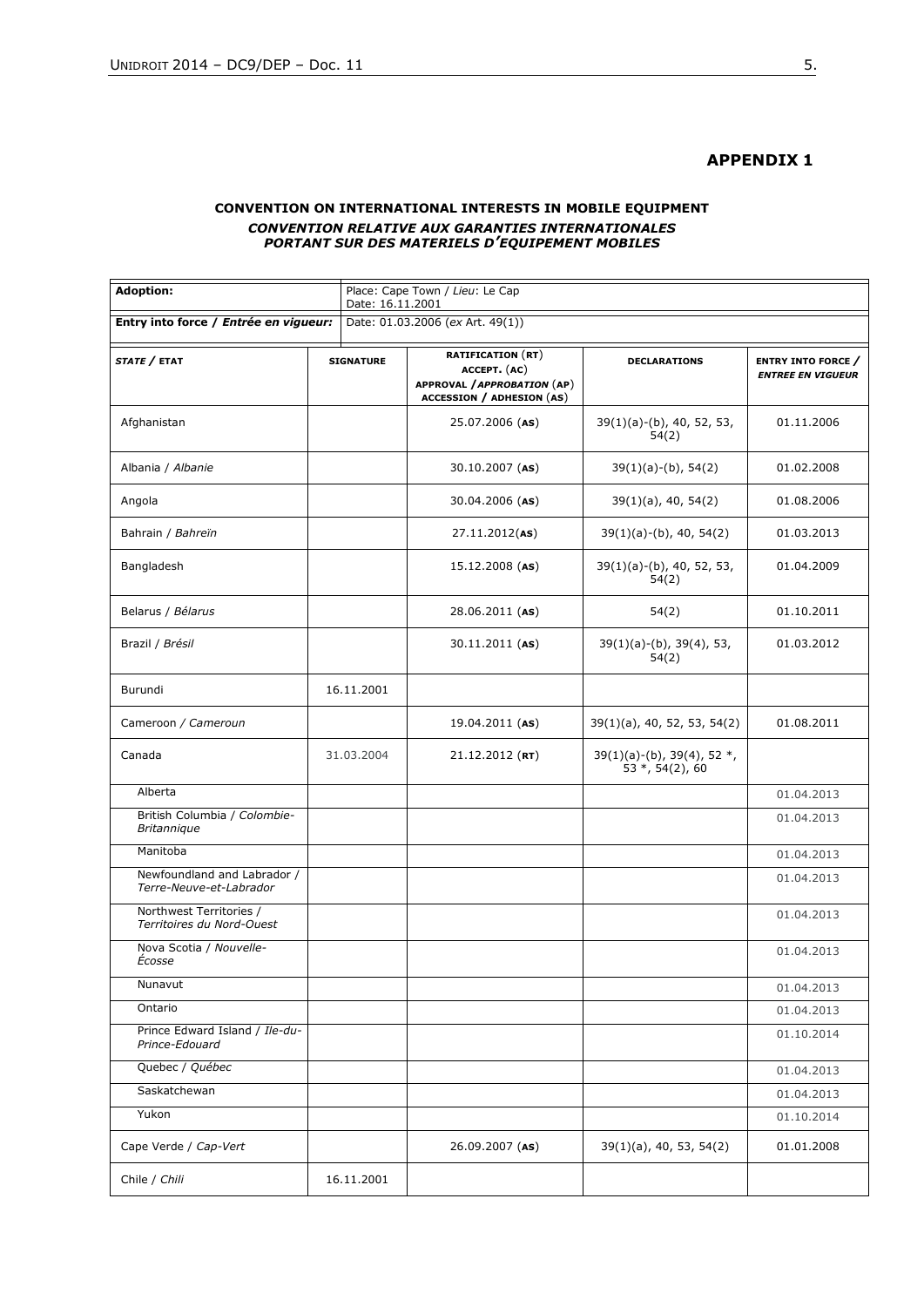## APPENDIX 1

**CONVENTION ON INTERNATIONAL INTERESTS IN MOBILE EQUIPMENT**
***CONVENTION RELATIVE AUX GARANTIES INTERNATIONALES PORTANT SUR DES MATERIELS D'EQUIPEMENT MOBILES***

| **Adoption:** | Place: Cape Town / *Lieu*: Le Cap<br>Date: 16.11.2001 |
|---|---|
| **Entry into force / *Entrée en vigueur:*** | Date: 01.03.2006 (*ex* Art. 49(1)) |

| ***STATE* / ETAT** | **SIGNATURE** | **RATIFICATION (RT) ACCEPT. (AC) APPROVAL / *APPROBATION* (AP) ACCESSION / ADHESION (AS)** | **DECLARATIONS** | **ENTRY INTO FORCE / *ENTREE EN VIGUEUR*** |
|---|---|---|---|---|
| Afghanistan | | 25.07.2006 (**AS**) | 39(1)(a)-(b), 40, 52, 53, 54(2) | 01.11.2006 |
| Albania / *Albanie* | | 30.10.2007 (**AS**) | 39(1)(a)-(b), 54(2) | 01.02.2008 |
| Angola | | 30.04.2006 (**AS**) | 39(1)(a), 40, 54(2) | 01.08.2006 |
| Bahrain / *Bahreïn* | | 27.11.2012(**AS**) | 39(1)(a)-(b), 40, 54(2) | 01.03.2013 |
| Bangladesh | | 15.12.2008 (**AS**) | 39(1)(a)-(b), 40, 52, 53, 54(2) | 01.04.2009 |
| Belarus / *Bélarus* | | 28.06.2011 (**AS**) | 54(2) | 01.10.2011 |
| Brazil / *Brésil* | | 30.11.2011 (**AS**) | 39(1)(a)-(b), 39(4), 53, 54(2) | 01.03.2012 |
| Burundi | 16.11.2001 | | | |
| Cameroon / *Cameroun* | | 19.04.2011 (**AS**) | 39(1)(a), 40, 52, 53, 54(2) | 01.08.2011 |
| Canada | 31.03.2004 | 21.12.2012 (**RT**) | 39(1)(a)-(b), 39(4), 52 *, 53 *, 54(2), 60 | |
| Alberta | | | | 01.04.2013 |
| British Columbia / *Colombie-Britannique* | | | | 01.04.2013 |
| Manitoba | | | | 01.04.2013 |
| Newfoundland and Labrador / *Terre-Neuve-et-Labrador* | | | | 01.04.2013 |
| Northwest Territories / *Territoires du Nord-Ouest* | | | | 01.04.2013 |
| Nova Scotia / *Nouvelle-Écosse* | | | | 01.04.2013 |
| Nunavut | | | | 01.04.2013 |
| Ontario | | | | 01.04.2013 |
| Prince Edward Island / *Ile-du-Prince-Edouard* | | | | 01.10.2014 |
| Quebec / *Québec* | | | | 01.04.2013 |
| Saskatchewan | | | | 01.04.2013 |
| Yukon | | | | 01.10.2014 |
| Cape Verde / *Cap-Vert* | | 26.09.2007 (**AS**) | 39(1)(a), 40, 53, 54(2) | 01.01.2008 |
| Chile / *Chili* | 16.11.2001 | | | |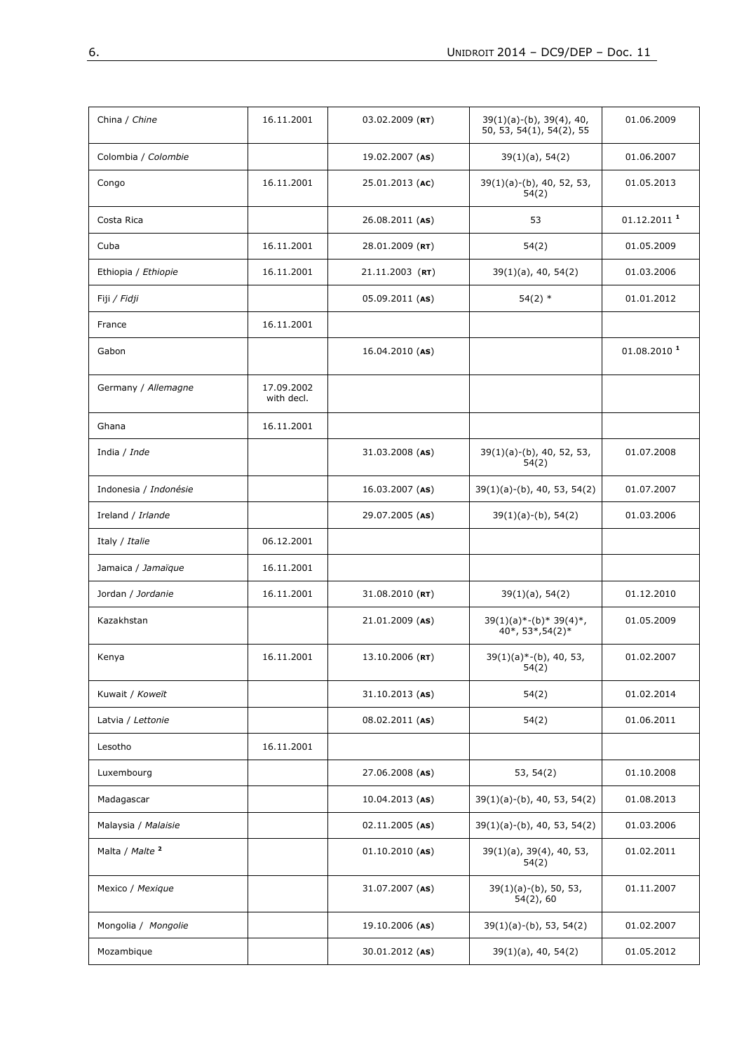| | | | | |
|---|---|---|---|---|
| China / *Chine* | 16.11.2001 | 03.02.2009 (**RT**) | 39(1)(a)-(b), 39(4), 40, 50, 53, 54(1), 54(2), 55 | 01.06.2009 |
| Colombia / *Colombie* | | 19.02.2007 (**AS**) | 39(1)(a), 54(2) | 01.06.2007 |
| Congo | 16.11.2001 | 25.01.2013 (**AC**) | 39(1)(a)-(b), 40, 52, 53, 54(2) | 01.05.2013 |
| Costa Rica | | 26.08.2011 (**AS**) | 53 | 01.12.2011 [1] |
| Cuba | 16.11.2001 | 28.01.2009 (**RT**) | 54(2) | 01.05.2009 |
| Ethiopia / *Ethiopie* | 16.11.2001 | 21.11.2003 (**RT**) | 39(1)(a), 40, 54(2) | 01.03.2006 |
| Fiji / *Fidji* | | 05.09.2011 (**AS**) | 54(2) * | 01.01.2012 |
| France | 16.11.2001 | | | |
| Gabon | | 16.04.2010 (**AS**) | | 01.08.2010 [1] |
| Germany / *Allemagne* | 17.09.2002 with decl. | | | |
| Ghana | 16.11.2001 | | | |
| India / *Inde* | | 31.03.2008 (**AS**) | 39(1)(a)-(b), 40, 52, 53, 54(2) | 01.07.2008 |
| Indonesia / *Indonésie* | | 16.03.2007 (**AS**) | 39(1)(a)-(b), 40, 53, 54(2) | 01.07.2007 |
| Ireland / *Irlande* | | 29.07.2005 (**AS**) | 39(1)(a)-(b), 54(2) | 01.03.2006 |
| Italy / *Italie* | 06.12.2001 | | | |
| Jamaica / *Jamaïque* | 16.11.2001 | | | |
| Jordan / *Jordanie* | 16.11.2001 | 31.08.2010 (**RT**) | 39(1)(a), 54(2) | 01.12.2010 |
| Kazakhstan | | 21.01.2009 (**AS**) | 39(1)(a)*-(b)* 39(4)*, 40*, 53*,54(2)* | 01.05.2009 |
| Kenya | 16.11.2001 | 13.10.2006 (**RT**) | 39(1)(a)*-(b), 40, 53, 54(2) | 01.02.2007 |
| Kuwait / *Koweït* | | 31.10.2013 (**AS**) | 54(2) | 01.02.2014 |
| Latvia / *Lettonie* | | 08.02.2011 (**AS**) | 54(2) | 01.06.2011 |
| Lesotho | 16.11.2001 | | | |
| Luxembourg | | 27.06.2008 (**AS**) | 53, 54(2) | 01.10.2008 |
| Madagascar | | 10.04.2013 (**AS**) | 39(1)(a)-(b), 40, 53, 54(2) | 01.08.2013 |
| Malaysia / *Malaisie* | | 02.11.2005 (**AS**) | 39(1)(a)-(b), 40, 53, 54(2) | 01.03.2006 |
| Malta / *Malte* [2] | | 01.10.2010 (**AS**) | 39(1)(a), 39(4), 40, 53, 54(2) | 01.02.2011 |
| Mexico / *Mexique* | | 31.07.2007 (**AS**) | 39(1)(a)-(b), 50, 53, 54(2), 60 | 01.11.2007 |
| Mongolia / *Mongolie* | | 19.10.2006 (**AS**) | 39(1)(a)-(b), 53, 54(2) | 01.02.2007 |
| Mozambique | | 30.01.2012 (**AS**) | 39(1)(a), 40, 54(2) | 01.05.2012 |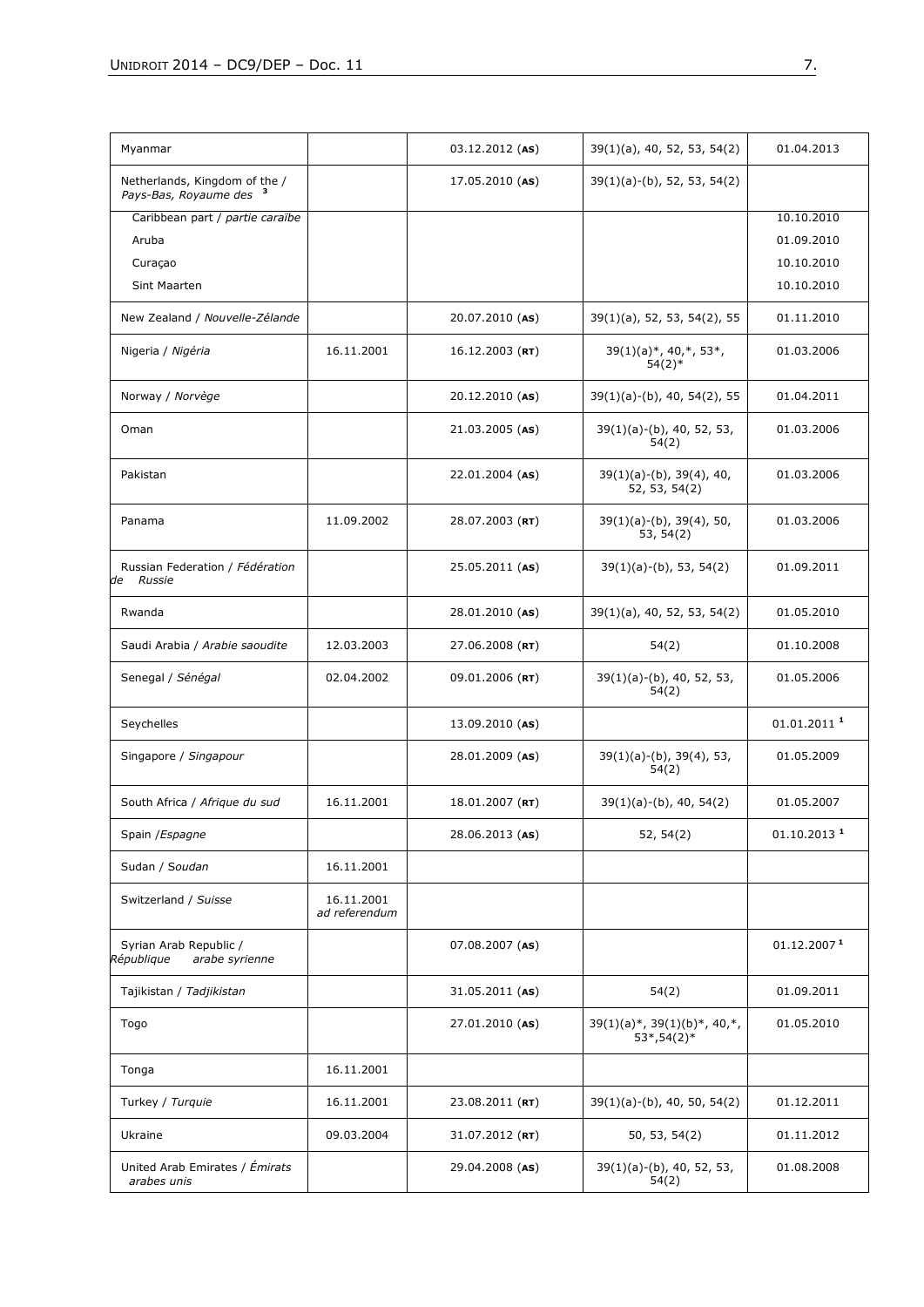| | | | | |
|---|---|---|---|---|
| Myanmar | | 03.12.2012 (**AS**) | 39(1)(a), 40, 52, 53, 54(2) | 01.04.2013 |
| Netherlands, Kingdom of the / *Pays-Bas, Royaume des* [3] | | 17.05.2010 (**AS**) | 39(1)(a)-(b), 52, 53, 54(2) | |
| Caribbean part / *partie caraïbe* | | | | 10.10.2010 |
| Aruba | | | | 01.09.2010 |
| Curaçao | | | | 10.10.2010 |
| Sint Maarten | | | | 10.10.2010 |
| New Zealand / *Nouvelle-Zélande* | | 20.07.2010 (**AS**) | 39(1)(a), 52, 53, 54(2), 55 | 01.11.2010 |
| Nigeria / *Nigéria* | 16.11.2001 | 16.12.2003 (**RT**) | 39(1)(a)*, 40,*, 53*, 54(2)* | 01.03.2006 |
| Norway / *Norvège* | | 20.12.2010 (**AS**) | 39(1)(a)-(b), 40, 54(2), 55 | 01.04.2011 |
| Oman | | 21.03.2005 (**AS**) | 39(1)(a)-(b), 40, 52, 53, 54(2) | 01.03.2006 |
| Pakistan | | 22.01.2004 (**AS**) | 39(1)(a)-(b), 39(4), 40, 52, 53, 54(2) | 01.03.2006 |
| Panama | 11.09.2002 | 28.07.2003 (**RT**) | 39(1)(a)-(b), 39(4), 50, 53, 54(2) | 01.03.2006 |
| Russian Federation / *Fédération de Russie* | | 25.05.2011 (**AS**) | 39(1)(a)-(b), 53, 54(2) | 01.09.2011 |
| Rwanda | | 28.01.2010 (**AS**) | 39(1)(a), 40, 52, 53, 54(2) | 01.05.2010 |
| Saudi Arabia / *Arabie saoudite* | 12.03.2003 | 27.06.2008 (**RT**) | 54(2) | 01.10.2008 |
| Senegal / *Sénégal* | 02.04.2002 | 09.01.2006 (**RT**) | 39(1)(a)-(b), 40, 52, 53, 54(2) | 01.05.2006 |
| Seychelles | | 13.09.2010 (**AS**) | | 01.01.2011 [1] |
| Singapore / *Singapour* | | 28.01.2009 (**AS**) | 39(1)(a)-(b), 39(4), 53, 54(2) | 01.05.2009 |
| South Africa / *Afrique du sud* | 16.11.2001 | 18.01.2007 (**RT**) | 39(1)(a)-(b), 40, 54(2) | 01.05.2007 |
| Spain /*Espagne* | | 28.06.2013 (**AS**) | 52, 54(2) | 01.10.2013 [1] |
| Sudan / *Soudan* | 16.11.2001 | | | |
| Switzerland / *Suisse* | 16.11.2001 *ad referendum* | | | |
| Syrian Arab Republic / *République arabe syrienne* | | 07.08.2007 (**AS**) | | 01.12.2007 [1] |
| Tajikistan / *Tadjikistan* | | 31.05.2011 (**AS**) | 54(2) | 01.09.2011 |
| Togo | | 27.01.2010 (**AS**) | 39(1)(a)*, 39(1)(b)*, 40,*, 53*,54(2)* | 01.05.2010 |
| Tonga | 16.11.2001 | | | |
| Turkey / *Turquie* | 16.11.2001 | 23.08.2011 (**RT**) | 39(1)(a)-(b), 40, 50, 54(2) | 01.12.2011 |
| Ukraine | 09.03.2004 | 31.07.2012 (**RT**) | 50, 53, 54(2) | 01.11.2012 |
| United Arab Emirates / *Émirats arabes unis* | | 29.04.2008 (**AS**) | 39(1)(a)-(b), 40, 52, 53, 54(2) | 01.08.2008 |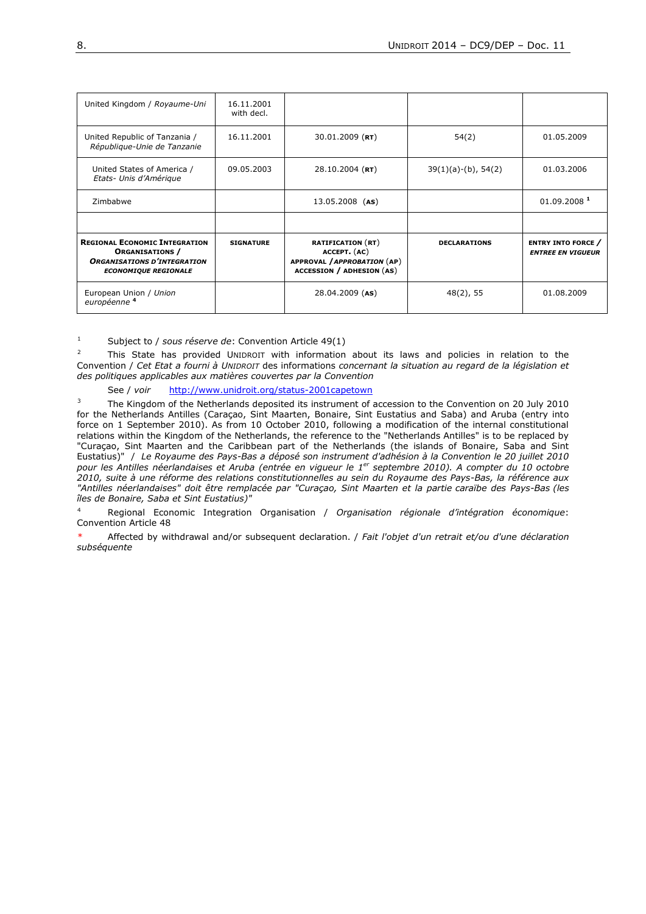| United Kingdom / *Royaume-Uni* | 16.11.2001 with decl. | | | |
|---|---|---|---|---|
| United Republic of Tanzania / *République-Unie de Tanzanie* | 16.11.2001 | 30.01.2009 (**RT**) | 54(2) | 01.05.2009 |
| United States of America / *Etats- Unis d'Amérique* | 09.05.2003 | 28.10.2004 (**RT**) | 39(1)(a)-(b), 54(2) | 01.03.2006 |
| Zimbabwe | | 13.05.2008 (**AS**) | | 01.09.2008 [1] |
| | | | | |
| **REGIONAL ECONOMIC INTEGRATION ORGANISATIONS /** ***ORGANISATIONS D'INTEGRATION ECONOMIQUE REGIONALE*** | **SIGNATURE** | **RATIFICATION (RT) ACCEPT. (AC) APPROVAL /** ***APPROBATION*** **(AP) ACCESSION / ADHESION (AS)** | **DECLARATIONS** | **ENTRY INTO FORCE /** ***ENTREE EN VIGUEUR*** |
| European Union / *Union européenne* [4] | | 28.04.2009 (**AS**) | 48(2), 55 | 01.08.2009 |

[1] Subject to / *sous réserve de*: Convention Article 49(1)

[2] This State has provided UNIDROIT with information about its laws and policies in relation to the Convention / *Cet Etat a fourni à UNIDROIT* des informations *concernant la situation au regard de la législation et des politiques applicables aux matières couvertes par la Convention*

See / *voir* http://www.unidroit.org/status-2001capetown

[3] The Kingdom of the Netherlands deposited its instrument of accession to the Convention on 20 July 2010 for the Netherlands Antilles (Caraçao, Sint Maarten, Bonaire, Sint Eustatius and Saba) and Aruba (entry into force on 1 September 2010). As from 10 October 2010, following a modification of the internal constitutional relations within the Kingdom of the Netherlands, the reference to the "Netherlands Antilles" is to be replaced by "Curaçao, Sint Maarten and the Caribbean part of the Netherlands (the islands of Bonaire, Saba and Sint Eustatius)" / *Le Royaume des Pays-Bas a déposé son instrument d'adhésion à la Convention le 20 juillet 2010 pour les Antilles néerlandaises et Aruba (entrée en vigueur le 1er septembre 2010). A compter du 10 octobre 2010, suite à une réforme des relations constitutionnelles au sein du Royaume des Pays-Bas, la référence aux "Antilles néerlandaises" doit être remplacée par "Curaçao, Sint Maarten et la partie caraïbe des Pays-Bas (les îles de Bonaire, Saba et Sint Eustatius)"*

[4] Regional Economic Integration Organisation / *Organisation régionale d'intégration économique*: Convention Article 48

\* Affected by withdrawal and/or subsequent declaration. / *Fait l'objet d'un retrait et/ou d'une déclaration subséquente*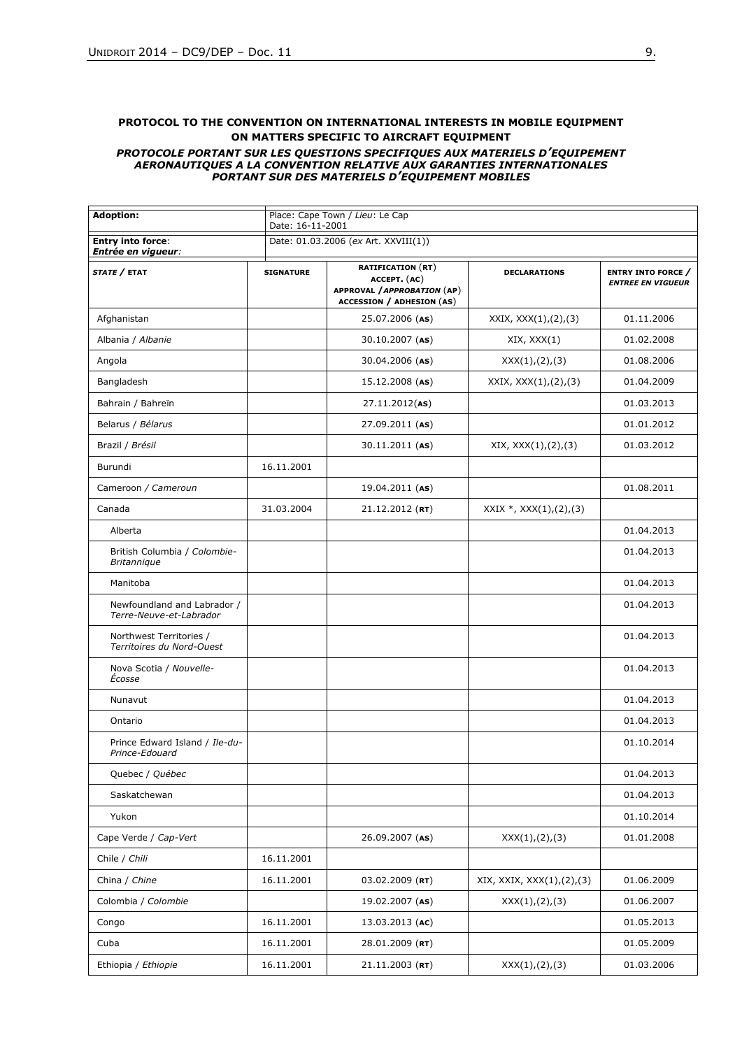**PROTOCOL TO THE CONVENTION ON INTERNATIONAL INTERESTS IN MOBILE EQUIPMENT ON MATTERS SPECIFIC TO AIRCRAFT EQUIPMENT**

***PROTOCOLE PORTANT SUR LES QUESTIONS SPECIFIQUES AUX MATERIELS D'EQUIPEMENT AERONAUTIQUES A LA CONVENTION RELATIVE AUX GARANTIES INTERNATIONALES PORTANT SUR DES MATERIELS D'EQUIPEMENT MOBILES***

| **Adoption:** | Place: Cape Town / *Lieu*: Le Cap<br>Date: 16-11-2001 | | | |
|---|---|---|---|---|
| **Entry into force**:<br>***Entrée en vigueur***: | Date: 01.03.2006 (*ex* Art. XXVIII(1)) | | | |
| ***STATE* / ETAT** | **SIGNATURE** | **RATIFICATION (RT)<br>ACCEPT. (AC)<br>APPROVAL / *APPROBATION* (AP)<br>ACCESSION / ADHESION (AS)** | **DECLARATIONS** | **ENTRY INTO FORCE / *ENTREE EN VIGUEUR*** |
| Afghanistan | | 25.07.2006 (**AS**) | XXIX, XXX(1),(2),(3) | 01.11.2006 |
| Albania / *Albanie* | | 30.10.2007 (**AS**) | XIX, XXX(1) | 01.02.2008 |
| Angola | | 30.04.2006 (**AS**) | XXX(1),(2),(3) | 01.08.2006 |
| Bangladesh | | 15.12.2008 (**AS**) | XXIX, XXX(1),(2),(3) | 01.04.2009 |
| Bahrain / Bahreïn | | 27.11.2012(**AS**) | | 01.03.2013 |
| Belarus / *Bélarus* | | 27.09.2011 (**AS**) | | 01.01.2012 |
| Brazil / *Brésil* | | 30.11.2011 (**AS**) | XIX, XXX(1),(2),(3) | 01.03.2012 |
| Burundi | 16.11.2001 | | | |
| Cameroon / *Cameroun* | | 19.04.2011 (**AS**) | | 01.08.2011 |
| Canada | 31.03.2004 | 21.12.2012 (**RT**) | XXIX *, XXX(1),(2),(3) | |
| Alberta | | | | 01.04.2013 |
| British Columbia / *Colombie-Britannique* | | | | 01.04.2013 |
| Manitoba | | | | 01.04.2013 |
| Newfoundland and Labrador / *Terre-Neuve-et-Labrador* | | | | 01.04.2013 |
| Northwest Territories / *Territoires du Nord-Ouest* | | | | 01.04.2013 |
| Nova Scotia / *Nouvelle-Écosse* | | | | 01.04.2013 |
| Nunavut | | | | 01.04.2013 |
| Ontario | | | | 01.04.2013 |
| Prince Edward Island / *Ile-du-Prince-Edouard* | | | | 01.10.2014 |
| Quebec / *Québec* | | | | 01.04.2013 |
| Saskatchewan | | | | 01.04.2013 |
| Yukon | | | | 01.10.2014 |
| Cape Verde / *Cap-Vert* | | 26.09.2007 (**AS**) | XXX(1),(2),(3) | 01.01.2008 |
| Chile / *Chili* | 16.11.2001 | | | |
| China / *Chine* | 16.11.2001 | 03.02.2009 (**RT**) | XIX, XXIX, XXX(1),(2),(3) | 01.06.2009 |
| Colombia / *Colombie* | | 19.02.2007 (**AS**) | XXX(1),(2),(3) | 01.06.2007 |
| Congo | 16.11.2001 | 13.03.2013 (**AC**) | | 01.05.2013 |
| Cuba | 16.11.2001 | 28.01.2009 (**RT**) | | 01.05.2009 |
| Ethiopia / *Ethiopie* | 16.11.2001 | 21.11.2003 (**RT**) | XXX(1),(2),(3) | 01.03.2006 |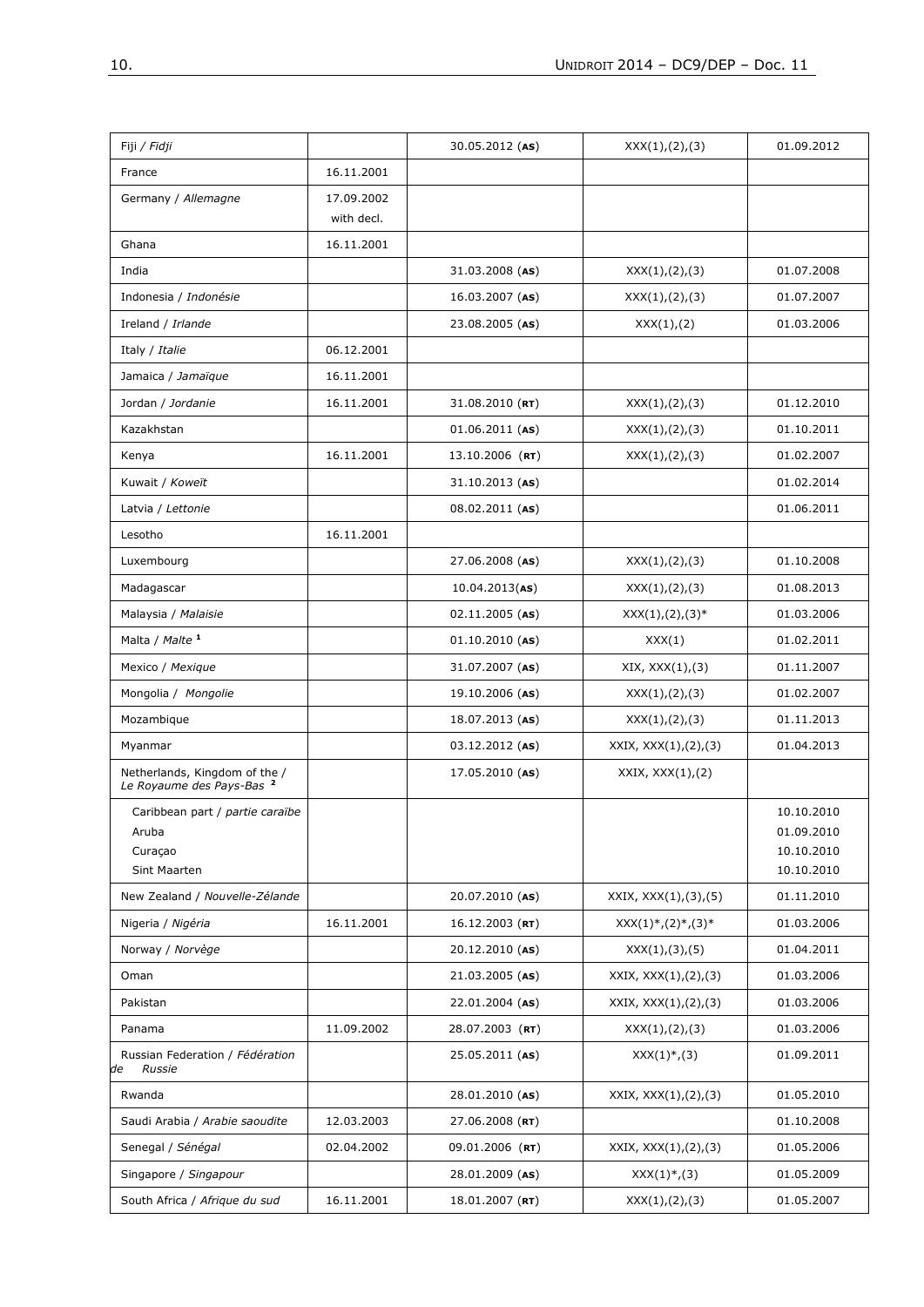| | | | | |
|---|---|---|---|---|
| Fiji / *Fidji* | | 30.05.2012 (**AS**) | XXX(1),(2),(3) | 01.09.2012 |
| France | 16.11.2001 | | | |
| Germany / *Allemagne* | 17.09.2002 with decl. | | | |
| Ghana | 16.11.2001 | | | |
| India | | 31.03.2008 (**AS**) | XXX(1),(2),(3) | 01.07.2008 |
| Indonesia / *Indonésie* | | 16.03.2007 (**AS**) | XXX(1),(2),(3) | 01.07.2007 |
| Ireland / *Irlande* | | 23.08.2005 (**AS**) | XXX(1),(2) | 01.03.2006 |
| Italy / *Italie* | 06.12.2001 | | | |
| Jamaica / *Jamaïque* | 16.11.2001 | | | |
| Jordan / *Jordanie* | 16.11.2001 | 31.08.2010 (**RT**) | XXX(1),(2),(3) | 01.12.2010 |
| Kazakhstan | | 01.06.2011 (**AS**) | XXX(1),(2),(3) | 01.10.2011 |
| Kenya | 16.11.2001 | 13.10.2006 (**RT**) | XXX(1),(2),(3) | 01.02.2007 |
| Kuwait / *Koweït* | | 31.10.2013 (**AS**) | | 01.02.2014 |
| Latvia / *Lettonie* | | 08.02.2011 (**AS**) | | 01.06.2011 |
| Lesotho | 16.11.2001 | | | |
| Luxembourg | | 27.06.2008 (**AS**) | XXX(1),(2),(3) | 01.10.2008 |
| Madagascar | | 10.04.2013(**AS**) | XXX(1),(2),(3) | 01.08.2013 |
| Malaysia / *Malaisie* | | 02.11.2005 (**AS**) | XXX(1),(2),(3)* | 01.03.2006 |
| Malta / *Malte* [1] | | 01.10.2010 (**AS**) | XXX(1) | 01.02.2011 |
| Mexico / *Mexique* | | 31.07.2007 (**AS**) | XIX, XXX(1),(3) | 01.11.2007 |
| Mongolia / *Mongolie* | | 19.10.2006 (**AS**) | XXX(1),(2),(3) | 01.02.2007 |
| Mozambique | | 18.07.2013 (**AS**) | XXX(1),(2),(3) | 01.11.2013 |
| Myanmar | | 03.12.2012 (**AS**) | XXIX, XXX(1),(2),(3) | 01.04.2013 |
| Netherlands, Kingdom of the / *Le Royaume des Pays-Bas* [2] | | 17.05.2010 (**AS**) | XXIX, XXX(1),(2) | |
| Caribbean part / *partie caraïbe*<br>Aruba<br>Curaçao<br>Sint Maarten | | | | 10.10.2010<br>01.09.2010<br>10.10.2010<br>10.10.2010 |
| New Zealand / *Nouvelle-Zélande* | | 20.07.2010 (**AS**) | XXIX, XXX(1),(3),(5) | 01.11.2010 |
| Nigeria / *Nigéria* | 16.11.2001 | 16.12.2003 (**RT**) | XXX(1)*,(2)*,(3)* | 01.03.2006 |
| Norway / *Norvège* | | 20.12.2010 (**AS**) | XXX(1),(3),(5) | 01.04.2011 |
| Oman | | 21.03.2005 (**AS**) | XXIX, XXX(1),(2),(3) | 01.03.2006 |
| Pakistan | | 22.01.2004 (**AS**) | XXIX, XXX(1),(2),(3) | 01.03.2006 |
| Panama | 11.09.2002 | 28.07.2003 (**RT**) | XXX(1),(2),(3) | 01.03.2006 |
| Russian Federation / *Fédération de Russie* | | 25.05.2011 (**AS**) | XXX(1)*,(3) | 01.09.2011 |
| Rwanda | | 28.01.2010 (**AS**) | XXIX, XXX(1),(2),(3) | 01.05.2010 |
| Saudi Arabia / *Arabie saoudite* | 12.03.2003 | 27.06.2008 (**RT**) | | 01.10.2008 |
| Senegal / *Sénégal* | 02.04.2002 | 09.01.2006 (**RT**) | XXIX, XXX(1),(2),(3) | 01.05.2006 |
| Singapore / *Singapour* | | 28.01.2009 (**AS**) | XXX(1)*,(3) | 01.05.2009 |
| South Africa / *Afrique du sud* | 16.11.2001 | 18.01.2007 (**RT**) | XXX(1),(2),(3) | 01.05.2007 |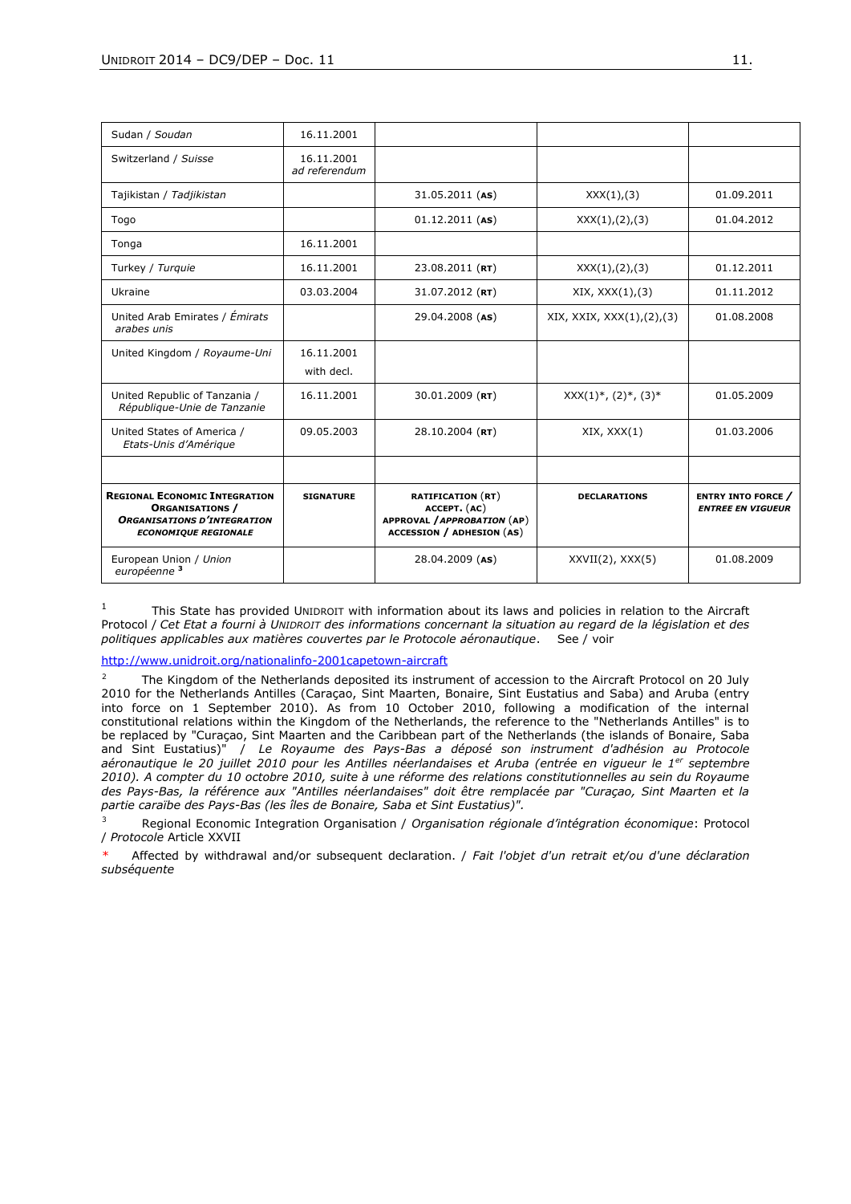| Sudan / *Soudan* | 16.11.2001 | | | |
|---|---|---|---|---|
| Switzerland / *Suisse* | 16.11.2001 *ad referendum* | | | |
| Tajikistan / *Tadjikistan* | | 31.05.2011 (**AS**) | XXX(1),(3) | 01.09.2011 |
| Togo | | 01.12.2011 (**AS**) | XXX(1),(2),(3) | 01.04.2012 |
| Tonga | 16.11.2001 | | | |
| Turkey / *Turquie* | 16.11.2001 | 23.08.2011 (**RT**) | XXX(1),(2),(3) | 01.12.2011 |
| Ukraine | 03.03.2004 | 31.07.2012 (**RT**) | XIX, XXX(1),(3) | 01.11.2012 |
| United Arab Emirates / *Émirats arabes unis* | | 29.04.2008 (**AS**) | XIX, XXIX, XXX(1),(2),(3) | 01.08.2008 |
| United Kingdom / *Royaume-Uni* | 16.11.2001 with decl. | | | |
| United Republic of Tanzania / *République-Unie de Tanzanie* | 16.11.2001 | 30.01.2009 (**RT**) | XXX(1)*, (2)*, (3)* | 01.05.2009 |
| United States of America / *Etats-Unis d'Amérique* | 09.05.2003 | 28.10.2004 (**RT**) | XIX, XXX(1) | 01.03.2006 |
| | | | | |
| **REGIONAL ECONOMIC INTEGRATION ORGANISATIONS / *ORGANISATIONS D'INTEGRATION ECONOMIQUE REGIONALE*** | **SIGNATURE** | **RATIFICATION (RT) ACCEPT. (AC) APPROVAL / *APPROBATION* (AP) ACCESSION / ADHESION (AS)** | **DECLARATIONS** | **ENTRY INTO FORCE / *ENTREE EN VIGUEUR*** |
| European Union / *Union européenne* [3] | | 28.04.2009 (**AS**) | XXVII(2), XXX(5) | 01.08.2009 |

[1] This State has provided UNIDROIT with information about its laws and policies in relation to the Aircraft Protocol / *Cet Etat a fourni à UNIDROIT des informations concernant la situation au regard de la législation et des politiques applicables aux matières couvertes par le Protocole aéronautique*. See / voir

http://www.unidroit.org/nationalinfo-2001capetown-aircraft

[2] The Kingdom of the Netherlands deposited its instrument of accession to the Aircraft Protocol on 20 July 2010 for the Netherlands Antilles (Caraçao, Sint Maarten, Bonaire, Sint Eustatius and Saba) and Aruba (entry into force on 1 September 2010). As from 10 October 2010, following a modification of the internal constitutional relations within the Kingdom of the Netherlands, the reference to the "Netherlands Antilles" is to be replaced by "Curaçao, Sint Maarten and the Caribbean part of the Netherlands (the islands of Bonaire, Saba and Sint Eustatius)" / *Le Royaume des Pays-Bas a déposé son instrument d'adhésion au Protocole aéronautique le 20 juillet 2010 pour les Antilles néerlandaises et Aruba (entrée en vigueur le 1er septembre 2010). A compter du 10 octobre 2010, suite à une réforme des relations constitutionnelles au sein du Royaume des Pays-Bas, la référence aux "Antilles néerlandaises" doit être remplacée par "Curaçao, Sint Maarten et la partie caraïbe des Pays-Bas (les îles de Bonaire, Saba et Sint Eustatius)".*

[3] Regional Economic Integration Organisation / *Organisation régionale d'intégration économique*: Protocol / *Protocole* Article XXVII

\* Affected by withdrawal and/or subsequent declaration. / *Fait l'objet d'un retrait et/ou d'une déclaration subséquente*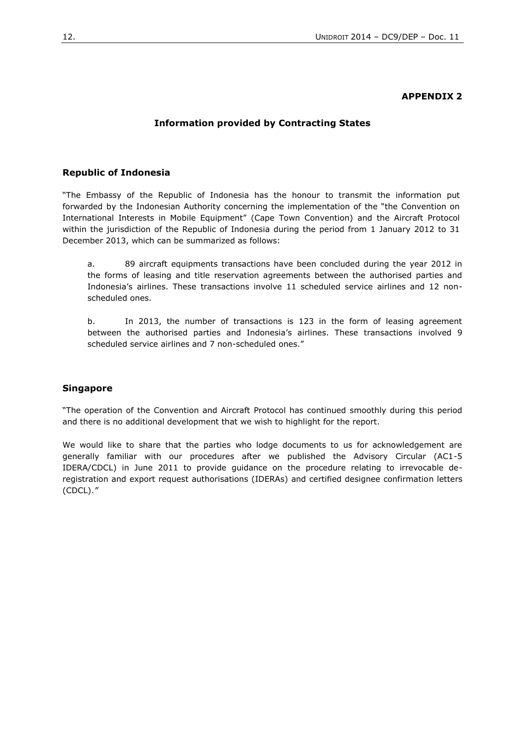# APPENDIX 2

## Information provided by Contracting States

### Republic of Indonesia

"The Embassy of the Republic of Indonesia has the honour to transmit the information put forwarded by the Indonesian Authority concerning the implementation of the "the Convention on International Interests in Mobile Equipment" (Cape Town Convention) and the Aircraft Protocol within the jurisdiction of the Republic of Indonesia during the period from 1 January 2012 to 31 December 2013, which can be summarized as follows:

a. 89 aircraft equipments transactions have been concluded during the year 2012 in the forms of leasing and title reservation agreements between the authorised parties and Indonesia's airlines. These transactions involve 11 scheduled service airlines and 12 non-scheduled ones.

b. In 2013, the number of transactions is 123 in the form of leasing agreement between the authorised parties and Indonesia's airlines. These transactions involved 9 scheduled service airlines and 7 non-scheduled ones."

### Singapore

"The operation of the Convention and Aircraft Protocol has continued smoothly during this period and there is no additional development that we wish to highlight for the report.

We would like to share that the parties who lodge documents to us for acknowledgement are generally familiar with our procedures after we published the Advisory Circular (AC1-5 IDERA/CDCL) in June 2011 to provide guidance on the procedure relating to irrevocable de-registration and export request authorisations (IDERAs) and certified designee confirmation letters (CDCL)."